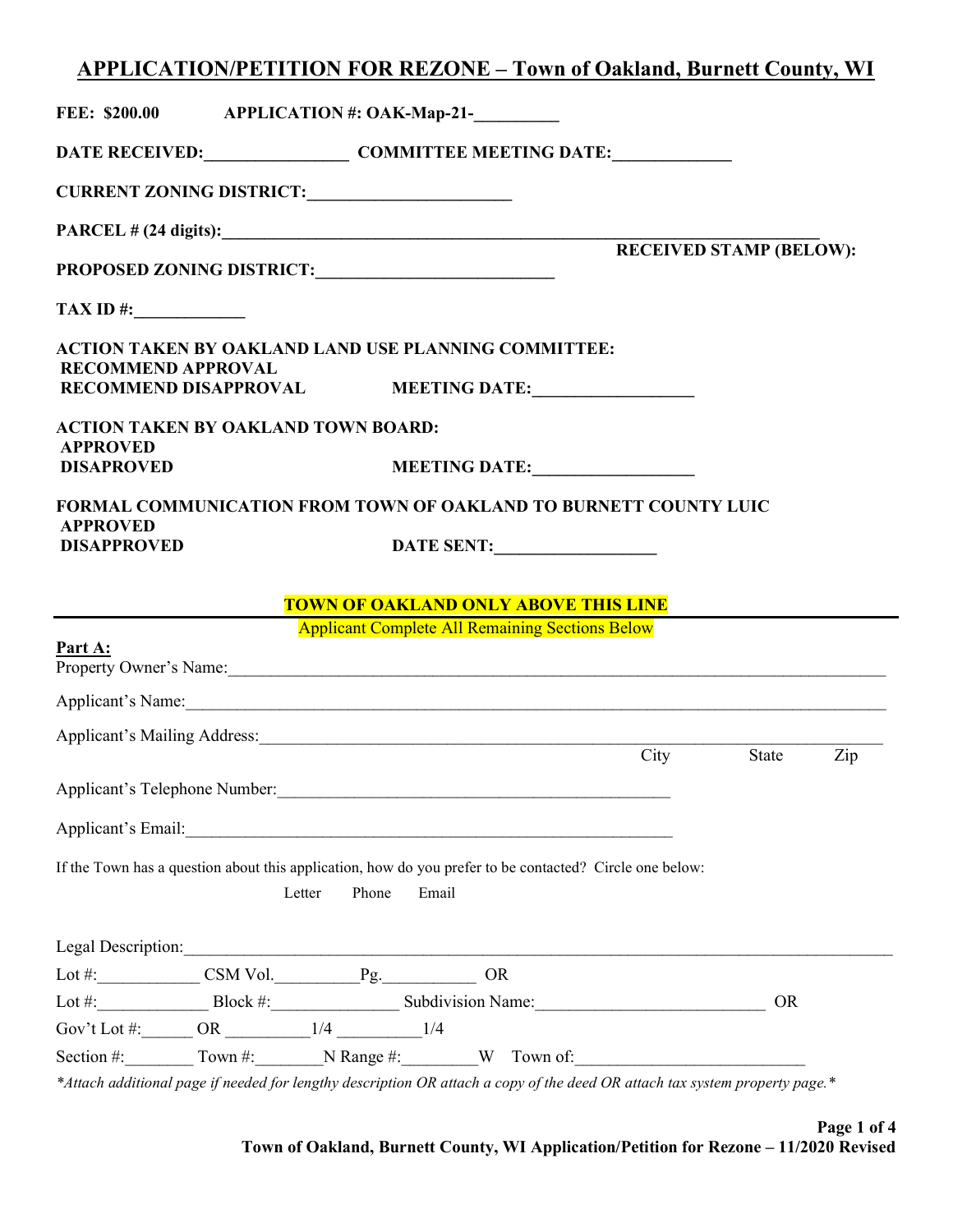# APPLICATION/PETITION FOR REZONE – Town of Oakland, Burnett County, WI

**FEE: $200.00** **APPLICATION #: OAK-Map-21-__________**

**DATE RECEIVED:_________________ COMMITTEE MEETING DATE:______________**

**CURRENT ZONING DISTRICT:________________________**

**PARCEL # (24 digits):___________________________________________________________________________**

**RECEIVED STAMP (BELOW):**

**PROPOSED ZONING DISTRICT:____________________________**

**TAX ID #:_____________**

**ACTION TAKEN BY OAKLAND LAND USE PLANNING COMMITTEE:**
**RECOMMEND APPROVAL**
**RECOMMEND DISAPPROVAL** **MEETING DATE:___________________**

**ACTION TAKEN BY OAKLAND TOWN BOARD:**
**APPROVED**
**DISAPROVED** **MEETING DATE:___________________**

**FORMAL COMMUNICATION FROM TOWN OF OAKLAND TO BURNETT COUNTY LUIC**
**APPROVED**
**DISAPPROVED** **DATE SENT:___________________**

**TOWN OF OAKLAND ONLY ABOVE THIS LINE**

---

Applicant Complete All Remaining Sections Below

**Part A:**

Property Owner's Name:_________________________________________________________________________________

Applicant's Name:_____________________________________________________________________________________

Applicant's Mailing Address:_____________________________________________________________________________
City State Zip

Applicant's Telephone Number:_________________________________________________

Applicant's Email:____________________________________________________________

If the Town has a question about this application, how do you prefer to be contacted? Circle one below:

Letter Phone Email

Legal Description:_____________________________________________________________________________________

Lot #:____________ CSM Vol.__________Pg.___________ OR

Lot #:_____________ Block #:_______________ Subdivision Name:___________________________ OR

Gov't Lot #:______ OR __________1/4 __________1/4

Section #:________ Town #:________N Range #:________W Town of:___________________________

*\*Attach additional page if needed for lengthy description OR attach a copy of the deed OR attach tax system property page.\**

**Town of Oakland, Burnett County, WI Application/Petition for Rezone – 11/2020 Revised**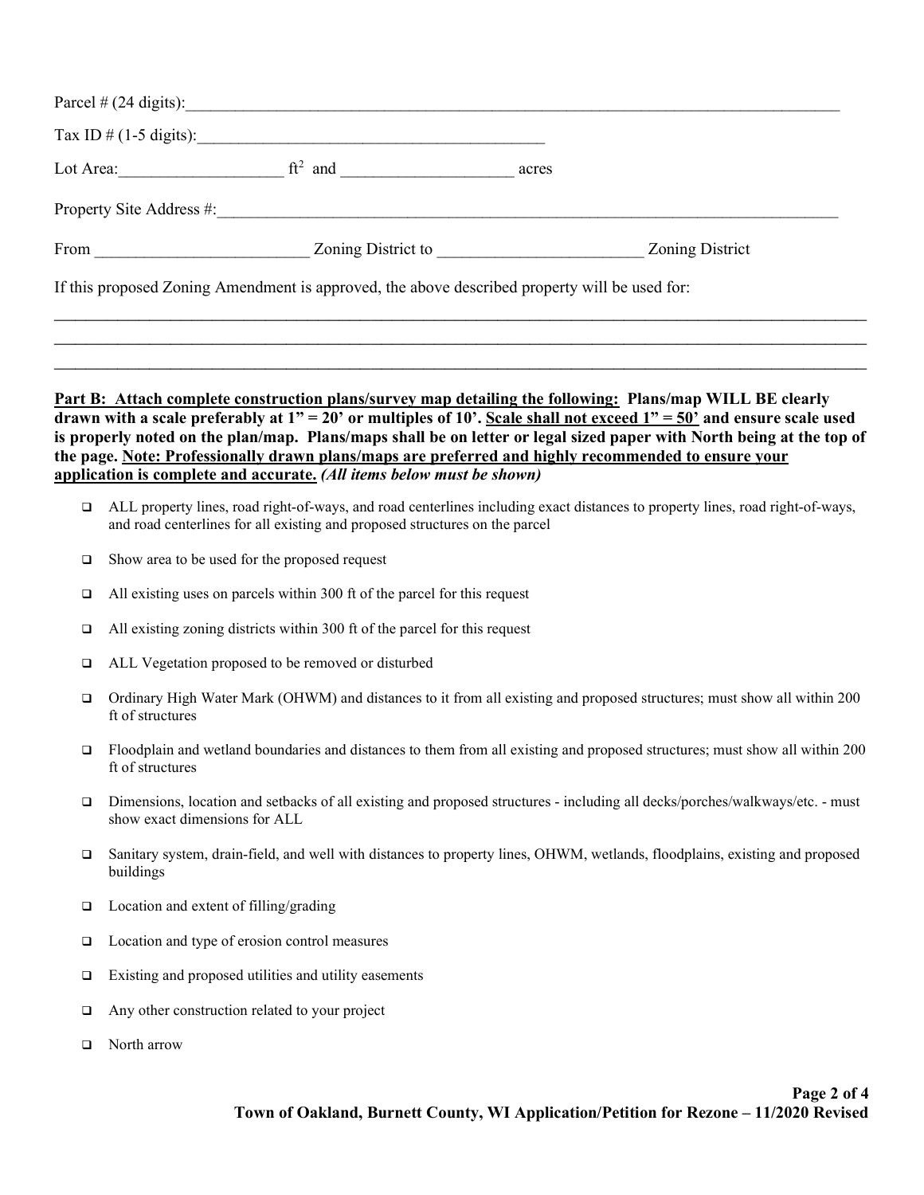Parcel # (24 digits):\_\_\_\_\_\_\_\_\_\_\_\_\_\_\_\_\_\_\_\_\_\_\_\_\_\_\_\_\_\_\_\_\_\_\_\_\_\_\_\_\_\_\_\_\_\_\_\_\_\_\_\_\_\_\_\_\_\_\_\_\_\_\_\_\_\_\_\_\_\_

Tax ID # (1-5 digits):\_\_\_\_\_\_\_\_\_\_\_\_\_\_\_\_\_\_\_\_\_\_\_\_\_\_\_\_\_\_\_\_\_\_\_\_\_\_\_\_

Lot Area:\_\_\_\_\_\_\_\_\_\_\_\_\_\_\_\_\_\_ $ft^2$ and \_\_\_\_\_\_\_\_\_\_\_\_\_\_\_\_\_\_\_\_ acres

Property Site Address #:\_\_\_\_\_\_\_\_\_\_\_\_\_\_\_\_\_\_\_\_\_\_\_\_\_\_\_\_\_\_\_\_\_\_\_\_\_\_\_\_\_\_\_\_\_\_\_\_\_\_\_\_\_\_\_\_\_\_\_\_\_\_\_\_\_\_\_\_\_\_

From \_\_\_\_\_\_\_\_\_\_\_\_\_\_\_\_\_\_\_\_\_\_\_\_\_ Zoning District to \_\_\_\_\_\_\_\_\_\_\_\_\_\_\_\_\_\_\_\_\_\_\_\_\_ Zoning District

If this proposed Zoning Amendment is approved, the above described property will be used for:

\_\_\_\_\_\_\_\_\_\_\_\_\_\_\_\_\_\_\_\_\_\_\_\_\_\_\_\_\_\_\_\_\_\_\_\_\_\_\_\_\_\_\_\_\_\_\_\_\_\_\_\_\_\_\_\_\_\_\_\_\_\_\_\_\_\_\_\_\_\_\_\_\_\_\_\_\_\_\_\_\_\_\_\_\_\_\_\_\_\_

\_\_\_\_\_\_\_\_\_\_\_\_\_\_\_\_\_\_\_\_\_\_\_\_\_\_\_\_\_\_\_\_\_\_\_\_\_\_\_\_\_\_\_\_\_\_\_\_\_\_\_\_\_\_\_\_\_\_\_\_\_\_\_\_\_\_\_\_\_\_\_\_\_\_\_\_\_\_\_\_\_\_\_\_\_\_\_\_\_\_

\_\_\_\_\_\_\_\_\_\_\_\_\_\_\_\_\_\_\_\_\_\_\_\_\_\_\_\_\_\_\_\_\_\_\_\_\_\_\_\_\_\_\_\_\_\_\_\_\_\_\_\_\_\_\_\_\_\_\_\_\_\_\_\_\_\_\_\_\_\_\_\_\_\_\_\_\_\_\_\_\_\_\_\_\_\_\_\_\_\_

**Part B: Attach complete construction plans/survey map detailing the following: Plans/map WILL BE clearly drawn with a scale preferably at 1" = 20' or multiples of 10'. Scale shall not exceed 1" = 50' and ensure scale used is properly noted on the plan/map. Plans/maps shall be on letter or legal sized paper with North being at the top of the page. Note: Professionally drawn plans/maps are preferred and highly recommended to ensure your application is complete and accurate.** ***(All items below must be shown)***

- ☐ ALL property lines, road right-of-ways, and road centerlines including exact distances to property lines, road right-of-ways, and road centerlines for all existing and proposed structures on the parcel
- ☐ Show area to be used for the proposed request
- ☐ All existing uses on parcels within 300 ft of the parcel for this request
- ☐ All existing zoning districts within 300 ft of the parcel for this request
- ☐ ALL Vegetation proposed to be removed or disturbed
- ☐ Ordinary High Water Mark (OHWM) and distances to it from all existing and proposed structures; must show all within 200 ft of structures
- ☐ Floodplain and wetland boundaries and distances to them from all existing and proposed structures; must show all within 200 ft of structures
- ☐ Dimensions, location and setbacks of all existing and proposed structures - including all decks/porches/walkways/etc. - must show exact dimensions for ALL
- ☐ Sanitary system, drain-field, and well with distances to property lines, OHWM, wetlands, floodplains, existing and proposed buildings
- ☐ Location and extent of filling/grading
- ☐ Location and type of erosion control measures
- ☐ Existing and proposed utilities and utility easements
- ☐ Any other construction related to your project
- ☐ North arrow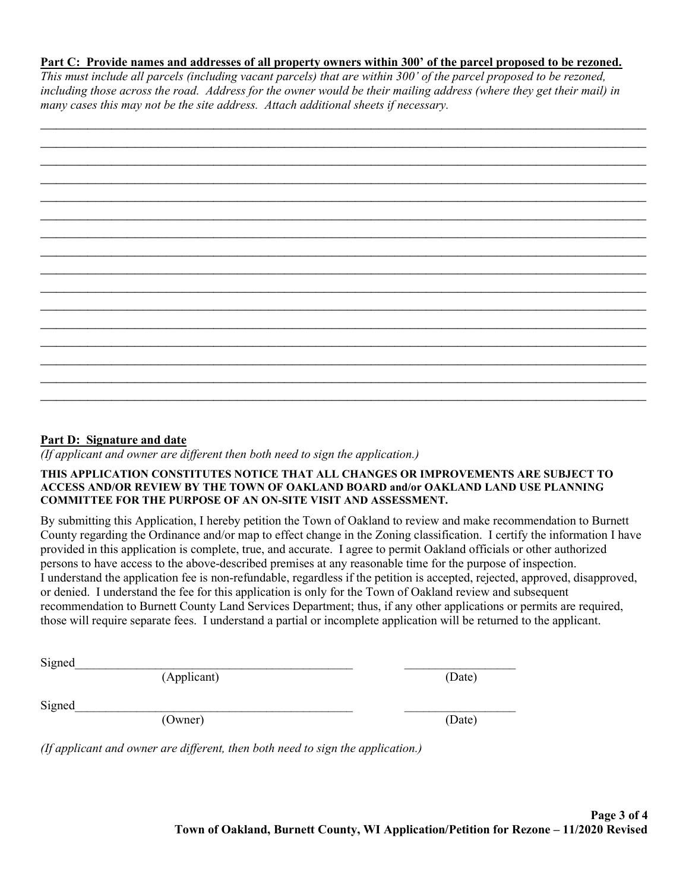**Part C: Provide names and addresses of all property owners within 300' of the parcel proposed to be rezoned.**

*This must include all parcels (including vacant parcels) that are within 300' of the parcel proposed to be rezoned, including those across the road. Address for the owner would be their mailing address (where they get their mail) in many cases this may not be the site address. Attach additional sheets if necessary.*

________________________________________________________________________________________________
________________________________________________________________________________________________
________________________________________________________________________________________________
________________________________________________________________________________________________
________________________________________________________________________________________________
________________________________________________________________________________________________
________________________________________________________________________________________________
________________________________________________________________________________________________
________________________________________________________________________________________________
________________________________________________________________________________________________
________________________________________________________________________________________________
________________________________________________________________________________________________
________________________________________________________________________________________________
________________________________________________________________________________________________
________________________________________________________________________________________________
________________________________________________________________________________________________
________________________________________________________________________________________________

**Part D: Signature and date**

*(If applicant and owner are different then both need to sign the application.)*

**THIS APPLICATION CONSTITUTES NOTICE THAT ALL CHANGES OR IMPROVEMENTS ARE SUBJECT TO ACCESS AND/OR REVIEW BY THE TOWN OF OAKLAND BOARD and/or OAKLAND LAND USE PLANNING COMMITTEE FOR THE PURPOSE OF AN ON-SITE VISIT AND ASSESSMENT.**

By submitting this Application, I hereby petition the Town of Oakland to review and make recommendation to Burnett County regarding the Ordinance and/or map to effect change in the Zoning classification. I certify the information I have provided in this application is complete, true, and accurate. I agree to permit Oakland officials or other authorized persons to have access to the above-described premises at any reasonable time for the purpose of inspection. I understand the application fee is non-refundable, regardless if the petition is accepted, rejected, approved, disapproved, or denied. I understand the fee for this application is only for the Town of Oakland review and subsequent recommendation to Burnett County Land Services Department; thus, if any other applications or permits are required, those will require separate fees. I understand a partial or incomplete application will be returned to the applicant.

Signed_____________________________________________ __________________
(Applicant) (Date)

Signed_____________________________________________ __________________
(Owner) (Date)

*(If applicant and owner are different, then both need to sign the application.)*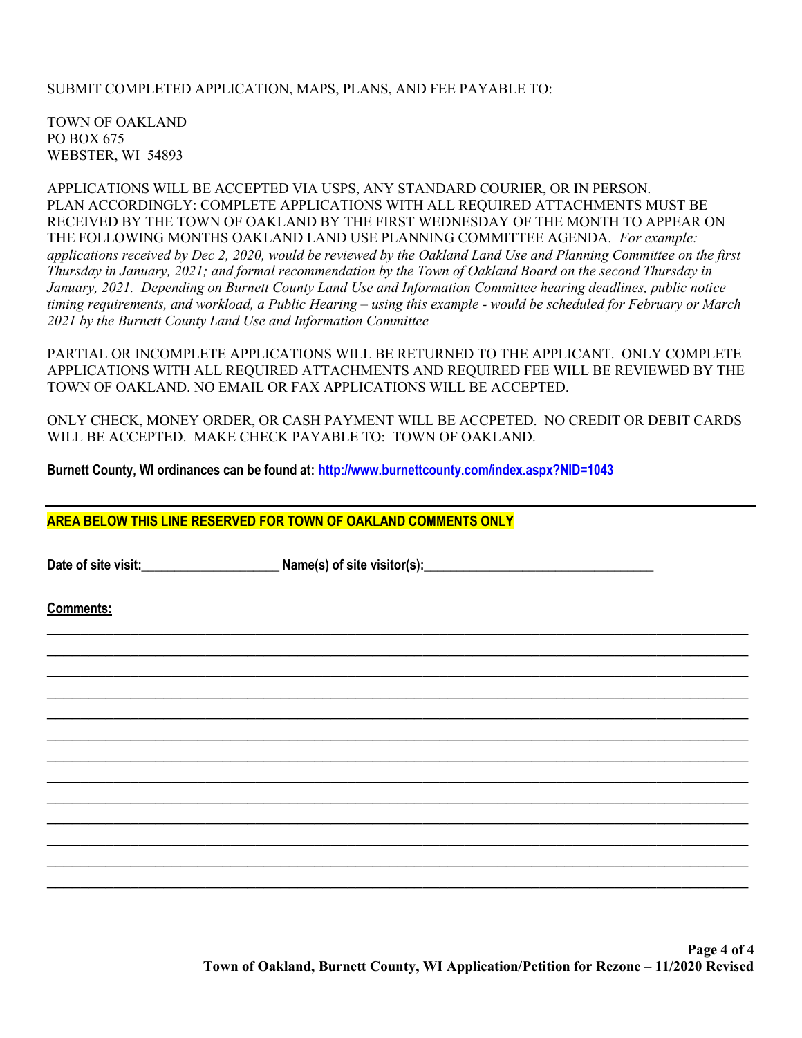SUBMIT COMPLETED APPLICATION, MAPS, PLANS, AND FEE PAYABLE TO:

TOWN OF OAKLAND
PO BOX 675
WEBSTER, WI 54893

APPLICATIONS WILL BE ACCEPTED VIA USPS, ANY STANDARD COURIER, OR IN PERSON. PLAN ACCORDINGLY: COMPLETE APPLICATIONS WITH ALL REQUIRED ATTACHMENTS MUST BE RECEIVED BY THE TOWN OF OAKLAND BY THE FIRST WEDNESDAY OF THE MONTH TO APPEAR ON THE FOLLOWING MONTHS OAKLAND LAND USE PLANNING COMMITTEE AGENDA. *For example: applications received by Dec 2, 2020, would be reviewed by the Oakland Land Use and Planning Committee on the first Thursday in January, 2021; and formal recommendation by the Town of Oakland Board on the second Thursday in January, 2021. Depending on Burnett County Land Use and Information Committee hearing deadlines, public notice timing requirements, and workload, a Public Hearing – using this example - would be scheduled for February or March 2021 by the Burnett County Land Use and Information Committee*

PARTIAL OR INCOMPLETE APPLICATIONS WILL BE RETURNED TO THE APPLICANT. ONLY COMPLETE APPLICATIONS WITH ALL REQUIRED ATTACHMENTS AND REQUIRED FEE WILL BE REVIEWED BY THE TOWN OF OAKLAND. <u>NO EMAIL OR FAX APPLICATIONS WILL BE ACCEPTED.</u>

ONLY CHECK, MONEY ORDER, OR CASH PAYMENT WILL BE ACCPETED. NO CREDIT OR DEBIT CARDS WILL BE ACCEPTED. <u>MAKE CHECK PAYABLE TO: TOWN OF OAKLAND.</u>

**Burnett County, WI ordinances can be found at: http://www.burnettcounty.com/index.aspx?NID=1043**

---

**AREA BELOW THIS LINE RESERVED FOR TOWN OF OAKLAND COMMENTS ONLY**

**Date of site visit:**____________________ **Name(s) of site visitor(s):**__________________________________

**<u>Comments:</u>**

____________________________________________________________________________________________
____________________________________________________________________________________________
____________________________________________________________________________________________
____________________________________________________________________________________________
____________________________________________________________________________________________
____________________________________________________________________________________________
____________________________________________________________________________________________
____________________________________________________________________________________________
____________________________________________________________________________________________
____________________________________________________________________________________________
____________________________________________________________________________________________
____________________________________________________________________________________________
____________________________________________________________________________________________